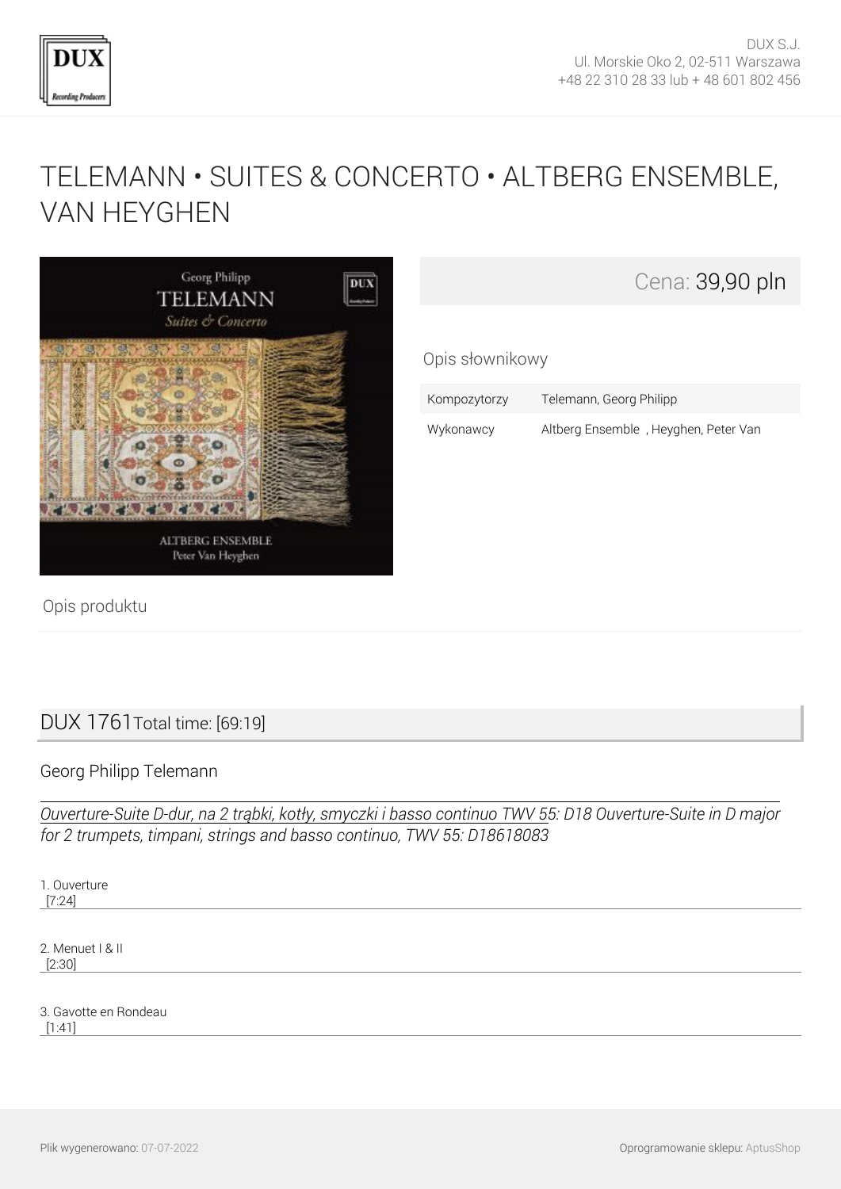DUX S.J.
Ul. Morskie Oko 2, 02-511 Warszawa
+48 22 310 28 33 lub + 48 601 802 456

# TELEMANN • SUITES & CONCERTO • ALTBERG ENSEMBLE, VAN HEYGHEN

Cena: 39,90 pln

Opis słownikowy

| Kompozytorzy | Telemann, Georg Philipp |
| --- | --- |
| Wykonawcy | Altberg Ensemble , Heyghen, Peter Van |

Opis produktu

## DUX 1761 Total time: [69:19]

Georg Philipp Telemann

*Ouverture-Suite D-dur, na 2 trąbki, kotły, smyczki i basso continuo TWV 55: D18 Ouverture-Suite in D major for 2 trumpets, timpani, strings and basso continuo, TWV 55: D18618083*

1. Ouverture
[7:24]

2. Menuet I & II
[2:30]

3. Gavotte en Rondeau
[1:41]

Plik wygenerowano: 07-07-2022

Oprogramowanie sklepu: AptusShop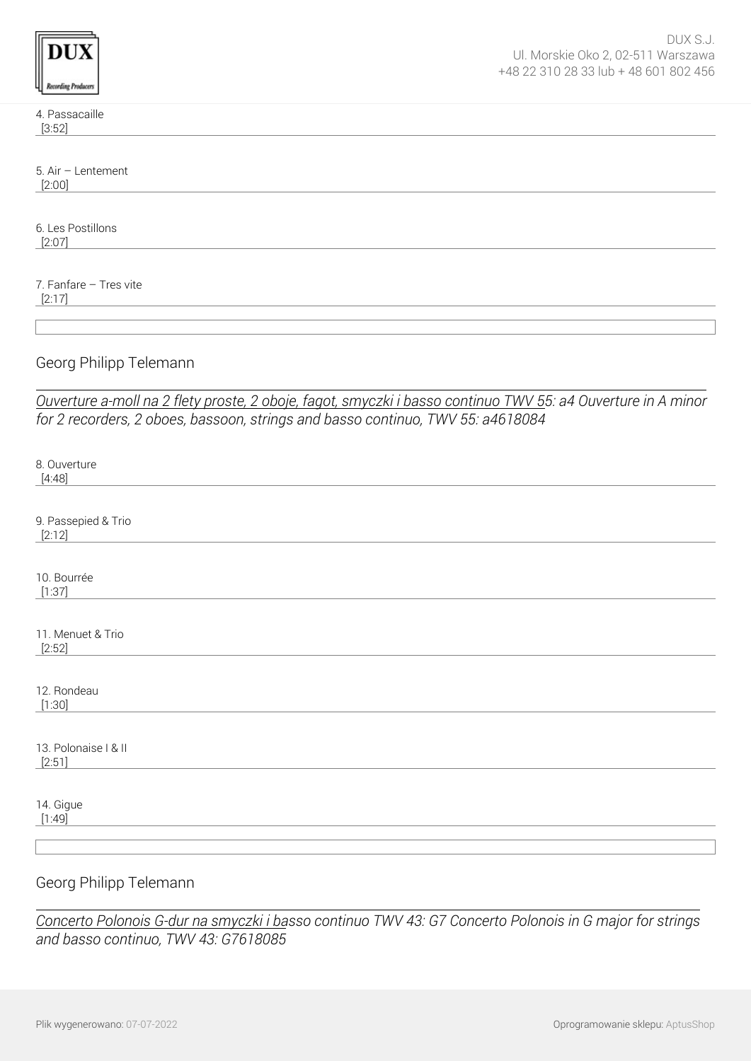4. Passacaille
[3:52]

5. Air – Lentement
[2:00]

6. Les Postillons
[2:07]

7. Fanfare – Tres vite
[2:17]

## Georg Philipp Telemann

*Ouverture a-moll na 2 flety proste, 2 oboje, fagot, smyczki i basso continuo TWV 55: a4 Ouverture in A minor for 2 recorders, 2 oboes, bassoon, strings and basso continuo, TWV 55: a4618084*

8. Ouverture
[4:48]

9. Passepied & Trio
[2:12]

10. Bourrée
[1:37]

11. Menuet & Trio
[2:52]

12. Rondeau
[1:30]

13. Polonaise I & II
[2:51]

14. Gigue
[1:49]

## Georg Philipp Telemann

*Concerto Polonois G-dur na smyczki i basso continuo TWV 43: G7 Concerto Polonois in G major for strings and basso continuo, TWV 43: G7618085*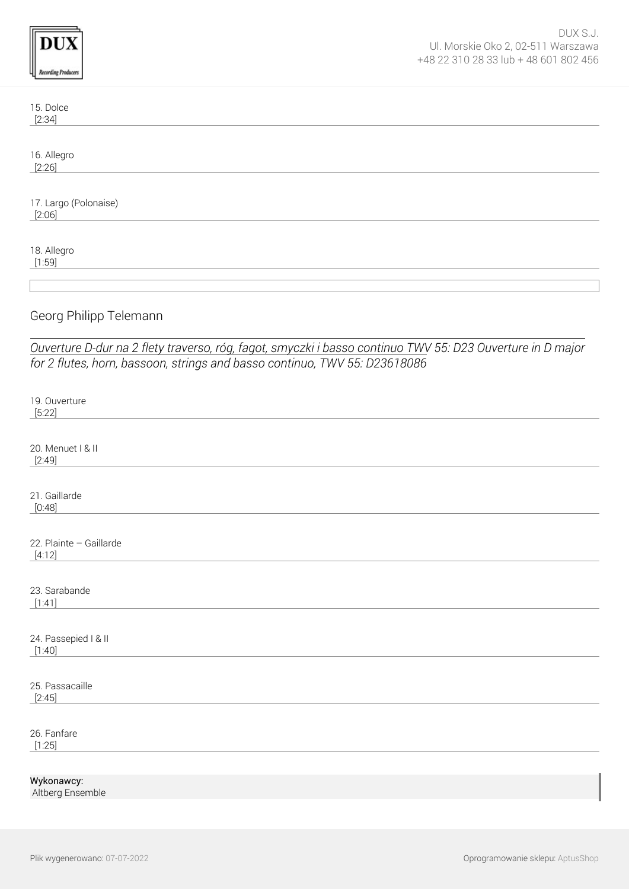15. Dolce
[2:34]

16. Allegro
[2:26]

17. Largo (Polonaise)
[2:06]

18. Allegro
[1:59]

## Georg Philipp Telemann

*Ouverture D-dur na 2 flety traverso, róg, fagot, smyczki i basso continuo TWV 55: D23 Ouverture in D major for 2 flutes, horn, bassoon, strings and basso continuo, TWV 55: D23618086*

19. Ouverture
[5:22]

20. Menuet I & II
[2:49]

21. Gaillarde
[0:48]

22. Plainte – Gaillarde
[4:12]

23. Sarabande
[1:41]

24. Passepied I & II
[1:40]

25. Passacaille
[2:45]

26. Fanfare
[1:25]

**Wykonawcy:**
Altberg Ensemble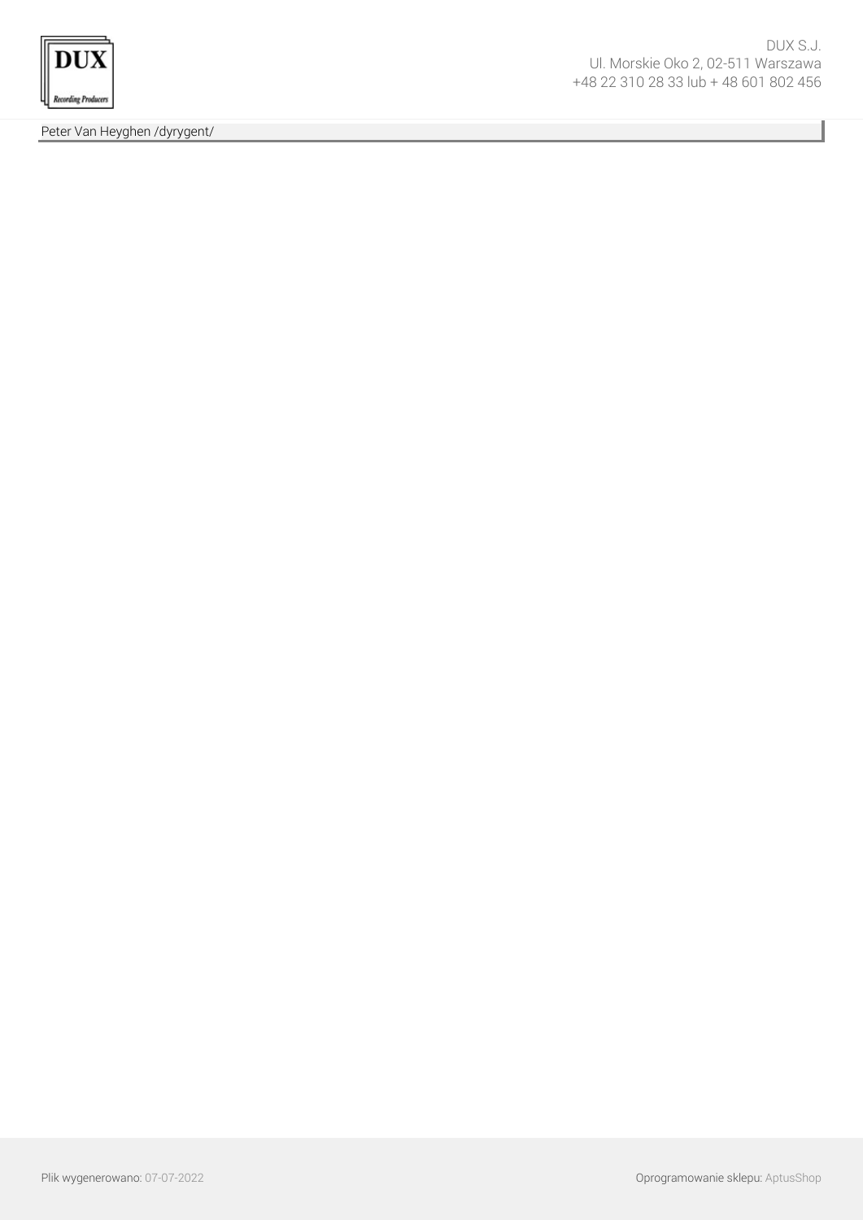Peter Van Heyghen /dyrygent/